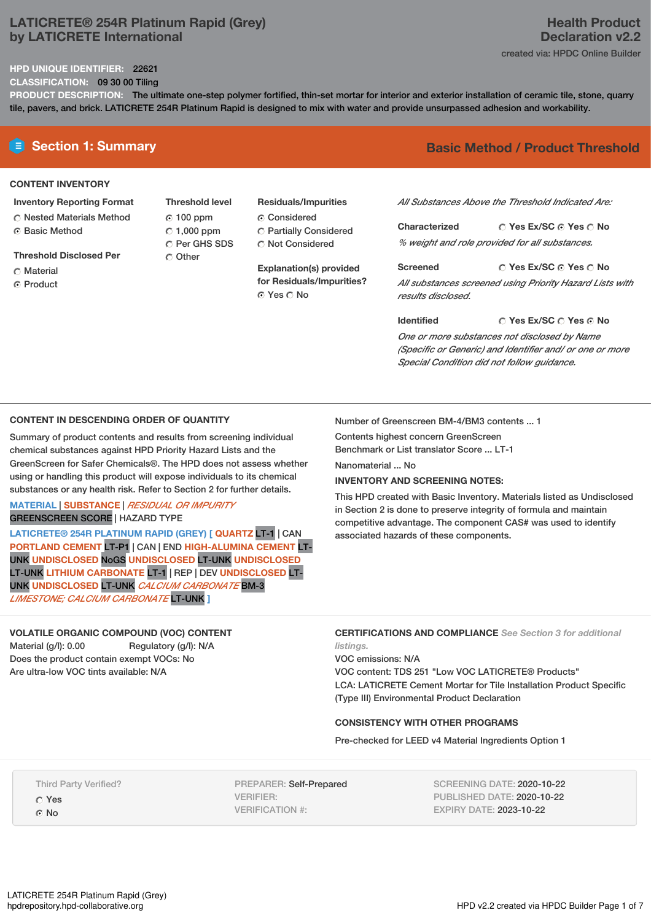# LATICRETE® 254R Platinum Rapid (Grey) by LATICRETE International

**Health Product Declaration v2.2**

created via: HPDC Online Builder

**HPD UNIQUE IDENTIFIER:** 22621

**CLASSIFICATION:** 09 30 00 Tiling

**PRODUCT DESCRIPTION:** The ultimate one-step polymer fortified, thin-set mortar for interior and exterior installation of ceramic tile, stone, quarry tile, pavers, and brick. LATICRETE 254R Platinum Rapid is designed to mix with water and provide unsurpassed adhesion and workability.

## Section 1: Summary

**Basic Method / Product Threshold**

### CONTENT INVENTORY

**Inventory Reporting Format**
- ○ Nested Materials Method
- ● Basic Method

**Threshold Disclosed Per**
- ○ Material
- ● Product

**Threshold level**
- ● 100 ppm
- ○ 1,000 ppm
- ○ Per GHS SDS
- ○ Other

**Residuals/Impurities**
- ● Considered
- ○ Partially Considered
- ○ Not Considered

**Explanation(s) provided for Residuals/Impurities?**
● Yes ○ No

*All Substances Above the Threshold Indicated Are:*

**Characterized** ○ Yes Ex/SC ● Yes ○ No
*% weight and role provided for all substances.*

**Screened** ○ Yes Ex/SC ● Yes ○ No
*All substances screened using Priority Hazard Lists with results disclosed.*

**Identified** ○ Yes Ex/SC ○ Yes ● No
*One or more substances not disclosed by Name (Specific or Generic) and Identifier and/ or one or more Special Condition did not follow guidance.*

### CONTENT IN DESCENDING ORDER OF QUANTITY

Summary of product contents and results from screening individual chemical substances against HPD Priority Hazard Lists and the GreenScreen for Safer Chemicals®. The HPD does not assess whether using or handling this product will expose individuals to its chemical substances or any health risk. Refer to Section 2 for further details.

MATERIAL | SUBSTANCE | *RESIDUAL OR IMPURITY*
GREENSCREEN SCORE | HAZARD TYPE

**LATICRETE® 254R PLATINUM RAPID (GREY) [ QUARTZ** LT-1 | CAN **PORTLAND CEMENT** LT-P1 | CAN | END **HIGH-ALUMINA CEMENT** LT-UNK **UNDISCLOSED** NoGS **UNDISCLOSED** LT-UNK **UNDISCLOSED** LT-UNK **LITHIUM CARBONATE** LT-1 | REP | DEV **UNDISCLOSED** LT-UNK **UNDISCLOSED** LT-UNK *CALCIUM CARBONATE* BM-3 *LIMESTONE; CALCIUM CARBONATE* LT-UNK **]**

Number of Greenscreen BM-4/BM3 contents ... 1

Contents highest concern GreenScreen Benchmark or List translator Score ... LT-1

Nanomaterial ... No

**INVENTORY AND SCREENING NOTES:**

This HPD created with Basic Inventory. Materials listed as Undisclosed in Section 2 is done to preserve integrity of formula and maintain competitive advantage. The component CAS# was used to identify associated hazards of these components.

### VOLATILE ORGANIC COMPOUND (VOC) CONTENT

Material (g/l): 0.00 Regulatory (g/l): N/A

Does the product contain exempt VOCs: No

Are ultra-low VOC tints available: N/A

### CERTIFICATIONS AND COMPLIANCE *See Section 3 for additional listings.*

VOC emissions: N/A

VOC content: TDS 251 "Low VOC LATICRETE® Products"

LCA: LATICRETE Cement Mortar for Tile Installation Product Specific (Type III) Environmental Product Declaration

### CONSISTENCY WITH OTHER PROGRAMS

Pre-checked for LEED v4 Material Ingredients Option 1

Third Party Verified?
- ○ Yes
- ● No

PREPARER: Self-Prepared
VERIFIER:
VERIFICATION #:

SCREENING DATE: 2020-10-22
PUBLISHED DATE: 2020-10-22
EXPIRY DATE: 2023-10-22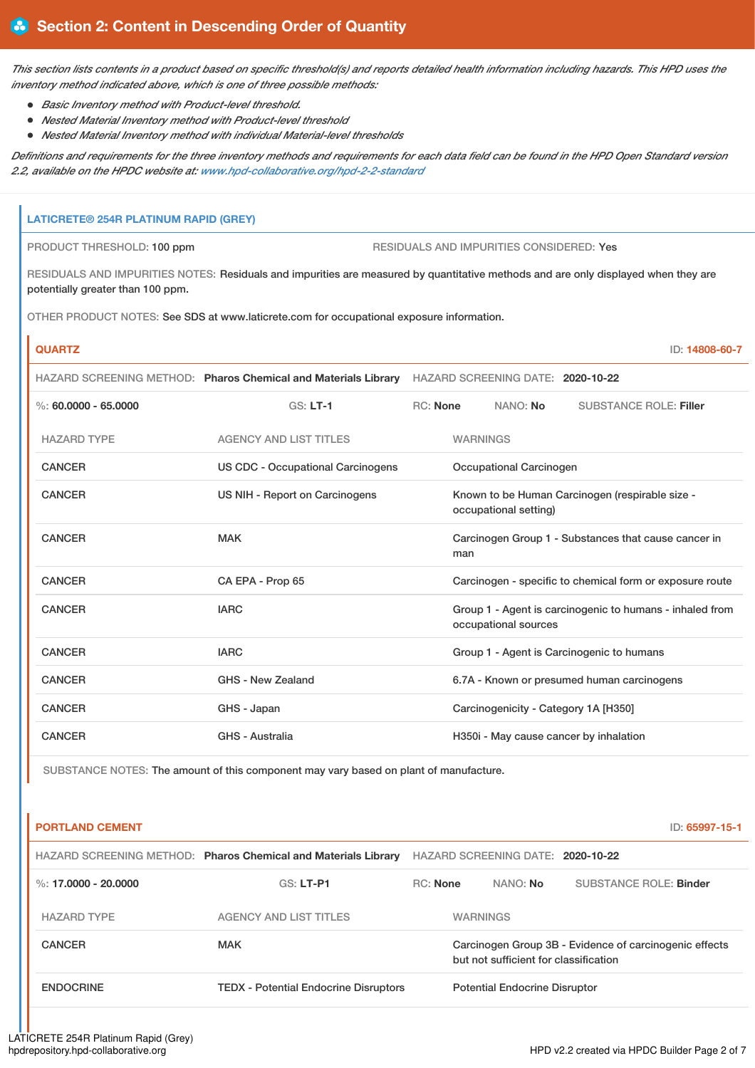## Section 2: Content in Descending Order of Quantity

*This section lists contents in a product based on specific threshold(s) and reports detailed health information including hazards. This HPD uses the inventory method indicated above, which is one of three possible methods:*

- *Basic Inventory method with Product-level threshold.*
- *Nested Material Inventory method with Product-level threshold*
- *Nested Material Inventory method with individual Material-level thresholds*

*Definitions and requirements for the three inventory methods and requirements for each data field can be found in the HPD Open Standard version 2.2, available on the HPDC website at: www.hpd-collaborative.org/hpd-2-2-standard*

### LATICRETE® 254R PLATINUM RAPID (GREY)

PRODUCT THRESHOLD: **100 ppm** RESIDUALS AND IMPURITIES CONSIDERED: **Yes**

RESIDUALS AND IMPURITIES NOTES: Residuals and impurities are measured by quantitative methods and are only displayed when they are potentially greater than 100 ppm.

OTHER PRODUCT NOTES: See SDS at www.laticrete.com for occupational exposure information.

#### QUARTZ

ID: **14808-60-7**

HAZARD SCREENING METHOD: **Pharos Chemical and Materials Library** HAZARD SCREENING DATE: **2020-10-22**

%: **60.0000 - 65.0000** GS: **LT-1** RC: **None** NANO: **No** SUBSTANCE ROLE: **Filler**

| HAZARD TYPE | AGENCY AND LIST TITLES | WARNINGS |
|---|---|---|
| CANCER | US CDC - Occupational Carcinogens | Occupational Carcinogen |
| CANCER | US NIH - Report on Carcinogens | Known to be Human Carcinogen (respirable size - occupational setting) |
| CANCER | MAK | Carcinogen Group 1 - Substances that cause cancer in man |
| CANCER | CA EPA - Prop 65 | Carcinogen - specific to chemical form or exposure route |
| CANCER | IARC | Group 1 - Agent is carcinogenic to humans - inhaled from occupational sources |
| CANCER | IARC | Group 1 - Agent is Carcinogenic to humans |
| CANCER | GHS - New Zealand | 6.7A - Known or presumed human carcinogens |
| CANCER | GHS - Japan | Carcinogenicity - Category 1A [H350] |
| CANCER | GHS - Australia | H350i - May cause cancer by inhalation |

SUBSTANCE NOTES: The amount of this component may vary based on plant of manufacture.

#### PORTLAND CEMENT

ID: **65997-15-1**

HAZARD SCREENING METHOD: **Pharos Chemical and Materials Library** HAZARD SCREENING DATE: **2020-10-22**

%: **17.0000 - 20.0000** GS: **LT-P1** RC: **None** NANO: **No** SUBSTANCE ROLE: **Binder**

| HAZARD TYPE | AGENCY AND LIST TITLES | WARNINGS |
|---|---|---|
| CANCER | MAK | Carcinogen Group 3B - Evidence of carcinogenic effects but not sufficient for classification |
| ENDOCRINE | TEDX - Potential Endocrine Disruptors | Potential Endocrine Disruptor |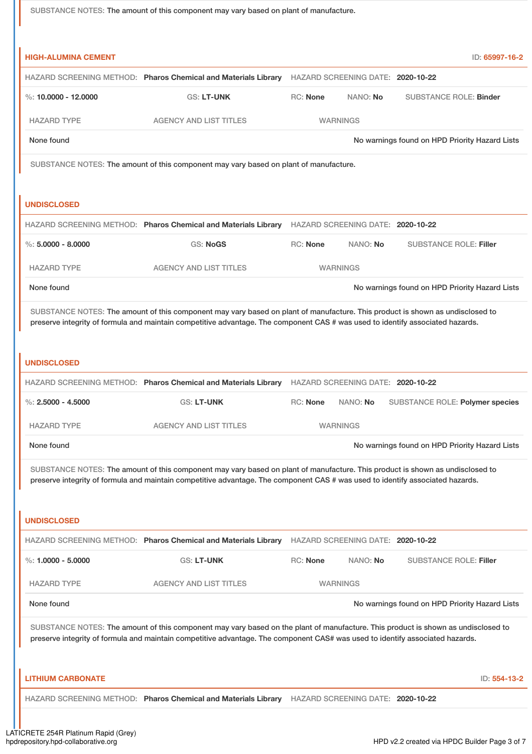SUBSTANCE NOTES: The amount of this component may vary based on plant of manufacture.

### HIGH-ALUMINA CEMENT

ID: 65997-16-2

HAZARD SCREENING METHOD: **Pharos Chemical and Materials Library** HAZARD SCREENING DATE: **2020-10-22**

%: **10.0000 - 12.0000** GS: **LT-UNK** RC: **None** NANO: **No** SUBSTANCE ROLE: **Binder**

| HAZARD TYPE | AGENCY AND LIST TITLES | WARNINGS |
|---|---|---|
| None found | | No warnings found on HPD Priority Hazard Lists |

SUBSTANCE NOTES: The amount of this component may vary based on plant of manufacture.

### UNDISCLOSED

HAZARD SCREENING METHOD: **Pharos Chemical and Materials Library** HAZARD SCREENING DATE: **2020-10-22**

%: **5.0000 - 8.0000** GS: **NoGS** RC: **None** NANO: **No** SUBSTANCE ROLE: **Filler**

| HAZARD TYPE | AGENCY AND LIST TITLES | WARNINGS |
|---|---|---|
| None found | | No warnings found on HPD Priority Hazard Lists |

SUBSTANCE NOTES: The amount of this component may vary based on plant of manufacture. This product is shown as undisclosed to preserve integrity of formula and maintain competitive advantage. The component CAS # was used to identify associated hazards.

### UNDISCLOSED

HAZARD SCREENING METHOD: **Pharos Chemical and Materials Library** HAZARD SCREENING DATE: **2020-10-22**

%: **2.5000 - 4.5000** GS: **LT-UNK** RC: **None** NANO: **No** SUBSTANCE ROLE: **Polymer species**

| HAZARD TYPE | AGENCY AND LIST TITLES | WARNINGS |
|---|---|---|
| None found | | No warnings found on HPD Priority Hazard Lists |

SUBSTANCE NOTES: The amount of this component may vary based on plant of manufacture. This product is shown as undisclosed to preserve integrity of formula and maintain competitive advantage. The component CAS # was used to identify associated hazards.

### UNDISCLOSED

HAZARD SCREENING METHOD: **Pharos Chemical and Materials Library** HAZARD SCREENING DATE: **2020-10-22**

%: **1.0000 - 5.0000** GS: **LT-UNK** RC: **None** NANO: **No** SUBSTANCE ROLE: **Filler**

| HAZARD TYPE | AGENCY AND LIST TITLES | WARNINGS |
|---|---|---|
| None found | | No warnings found on HPD Priority Hazard Lists |

SUBSTANCE NOTES: The amount of this component may vary based on the plant of manufacture. This product is shown as undisclosed to preserve integrity of formula and maintain competitive advantage. The component CAS# was used to identify associated hazards.

### LITHIUM CARBONATE

ID: 554-13-2

HAZARD SCREENING METHOD: **Pharos Chemical and Materials Library** HAZARD SCREENING DATE: **2020-10-22**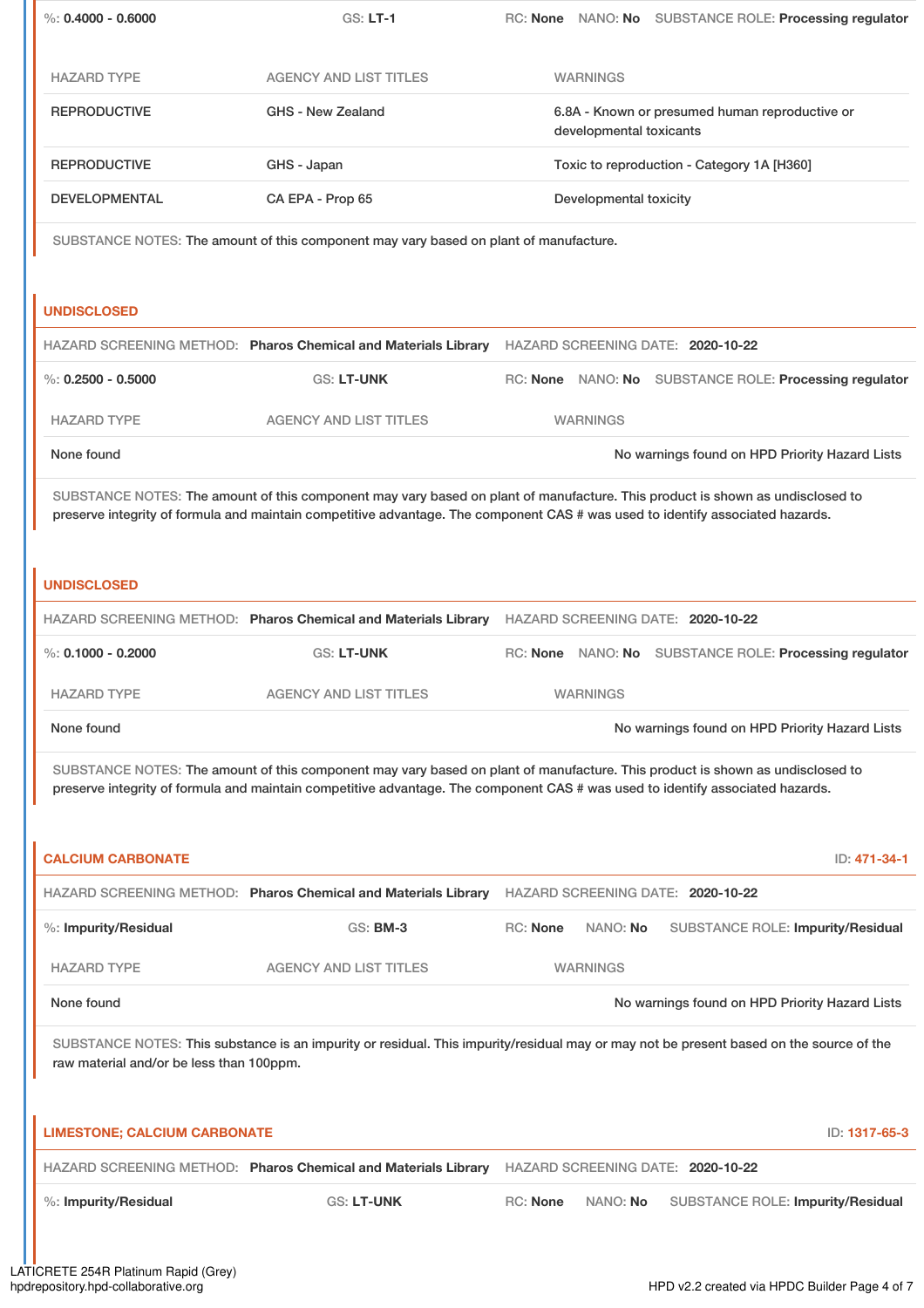%: **0.4000 - 0.6000** | GS: **LT-1** | RC: **None** | NANO: **No** | SUBSTANCE ROLE: **Processing regulator**

| HAZARD TYPE | AGENCY AND LIST TITLES | WARNINGS |
|---|---|---|
| REPRODUCTIVE | GHS - New Zealand | 6.8A - Known or presumed human reproductive or developmental toxicants |
| REPRODUCTIVE | GHS - Japan | Toxic to reproduction - Category 1A [H360] |
| DEVELOPMENTAL | CA EPA - Prop 65 | Developmental toxicity |

SUBSTANCE NOTES: The amount of this component may vary based on plant of manufacture.

### UNDISCLOSED

HAZARD SCREENING METHOD: **Pharos Chemical and Materials Library** | HAZARD SCREENING DATE: **2020-10-22**

%: **0.2500 - 0.5000** | GS: **LT-UNK** | RC: **None** | NANO: **No** | SUBSTANCE ROLE: **Processing regulator**

| HAZARD TYPE | AGENCY AND LIST TITLES | WARNINGS |
|---|---|---|
| None found | | No warnings found on HPD Priority Hazard Lists |

SUBSTANCE NOTES: The amount of this component may vary based on plant of manufacture. This product is shown as undisclosed to preserve integrity of formula and maintain competitive advantage. The component CAS # was used to identify associated hazards.

### UNDISCLOSED

HAZARD SCREENING METHOD: **Pharos Chemical and Materials Library** | HAZARD SCREENING DATE: **2020-10-22**

%: **0.1000 - 0.2000** | GS: **LT-UNK** | RC: **None** | NANO: **No** | SUBSTANCE ROLE: **Processing regulator**

| HAZARD TYPE | AGENCY AND LIST TITLES | WARNINGS |
|---|---|---|
| None found | | No warnings found on HPD Priority Hazard Lists |

SUBSTANCE NOTES: The amount of this component may vary based on plant of manufacture. This product is shown as undisclosed to preserve integrity of formula and maintain competitive advantage. The component CAS # was used to identify associated hazards.

### CALCIUM CARBONATE

ID: **471-34-1**

HAZARD SCREENING METHOD: **Pharos Chemical and Materials Library** | HAZARD SCREENING DATE: **2020-10-22**

%: **Impurity/Residual** | GS: **BM-3** | RC: **None** | NANO: **No** | SUBSTANCE ROLE: **Impurity/Residual**

| HAZARD TYPE | AGENCY AND LIST TITLES | WARNINGS |
|---|---|---|
| None found | | No warnings found on HPD Priority Hazard Lists |

SUBSTANCE NOTES: This substance is an impurity or residual. This impurity/residual may or may not be present based on the source of the raw material and/or be less than 100ppm.

### LIMESTONE; CALCIUM CARBONATE

ID: **1317-65-3**

HAZARD SCREENING METHOD: **Pharos Chemical and Materials Library** | HAZARD SCREENING DATE: **2020-10-22**

%: **Impurity/Residual** | GS: **LT-UNK** | RC: **None** | NANO: **No** | SUBSTANCE ROLE: **Impurity/Residual**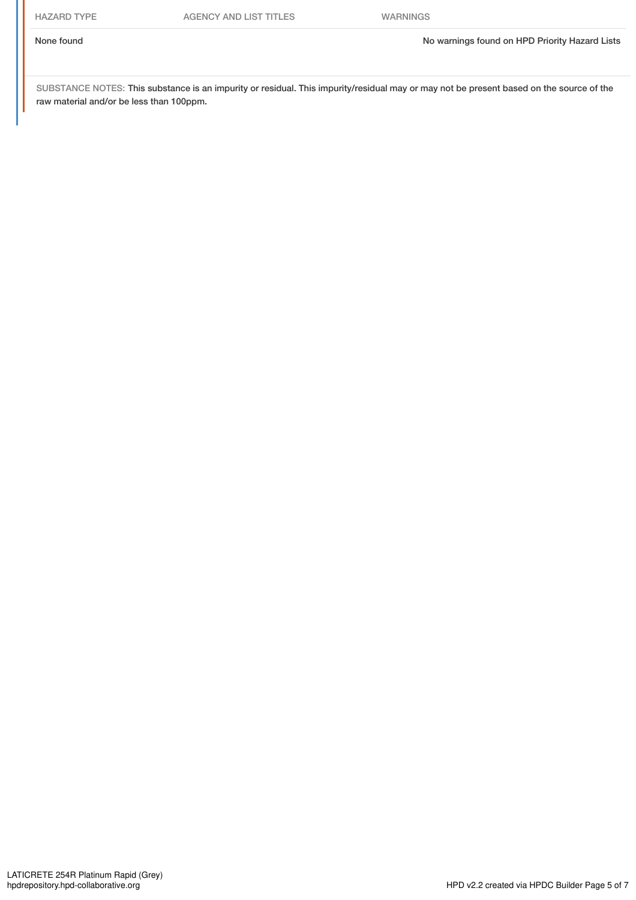| HAZARD TYPE | AGENCY AND LIST TITLES | WARNINGS |
| --- | --- | --- |
| None found | | No warnings found on HPD Priority Hazard Lists |

SUBSTANCE NOTES: This substance is an impurity or residual. This impurity/residual may or may not be present based on the source of the raw material and/or be less than 100ppm.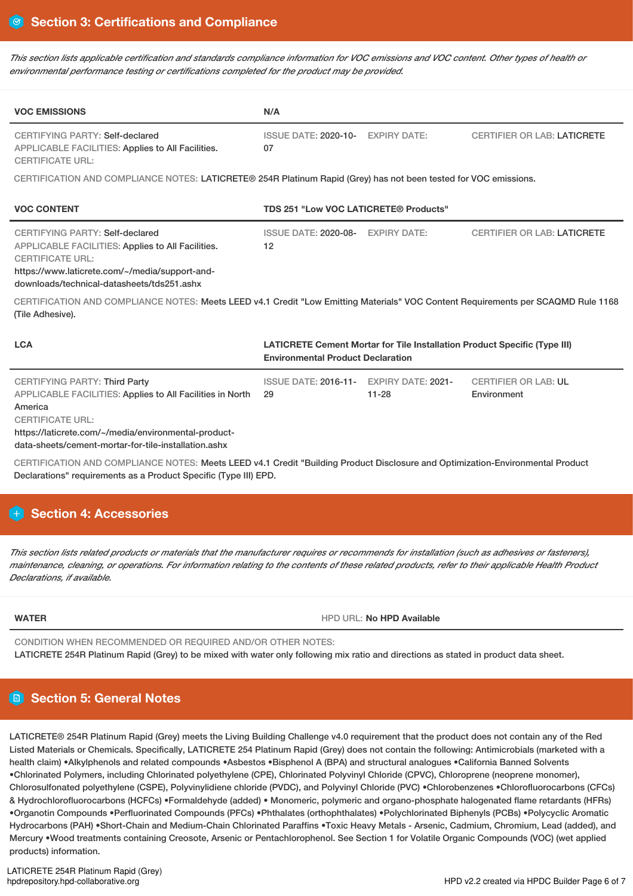## Section 3: Certifications and Compliance

*This section lists applicable certification and standards compliance information for VOC emissions and VOC content. Other types of health or environmental performance testing or certifications completed for the product may be provided.*

| VOC EMISSIONS | N/A | | |
|---|---|---|---|
| CERTIFYING PARTY: Self-declared<br>APPLICABLE FACILITIES: Applies to All Facilities.<br>CERTIFICATE URL: | ISSUE DATE: 2020-10-07 | EXPIRY DATE: | CERTIFIER OR LAB: LATICRETE |

CERTIFICATION AND COMPLIANCE NOTES: LATICRETE® 254R Platinum Rapid (Grey) has not been tested for VOC emissions.

| VOC CONTENT | TDS 251 "Low VOC LATICRETE® Products" | | |
|---|---|---|---|
| CERTIFYING PARTY: Self-declared<br>APPLICABLE FACILITIES: Applies to All Facilities.<br>CERTIFICATE URL:<br>https://www.laticrete.com/~/media/support-and-downloads/technical-datasheets/tds251.ashx | ISSUE DATE: 2020-08-12 | EXPIRY DATE: | CERTIFIER OR LAB: LATICRETE |

CERTIFICATION AND COMPLIANCE NOTES: Meets LEED v4.1 Credit "Low Emitting Materials" VOC Content Requirements per SCAQMD Rule 1168 (Tile Adhesive).

| LCA | LATICRETE Cement Mortar for Tile Installation Product Specific (Type III) Environmental Product Declaration | | |
|---|---|---|---|
| CERTIFYING PARTY: Third Party<br>APPLICABLE FACILITIES: Applies to All Facilities in North America<br>CERTIFICATE URL:<br>https://laticrete.com/~/media/environmental-product-data-sheets/cement-mortar-for-tile-installation.ashx | ISSUE DATE: 2016-11-29 | EXPIRY DATE: 2021-11-28 | CERTIFIER OR LAB: UL Environment |

CERTIFICATION AND COMPLIANCE NOTES: Meets LEED v4.1 Credit "Building Product Disclosure and Optimization-Environmental Product Declarations" requirements as a Product Specific (Type III) EPD.

## Section 4: Accessories

*This section lists related products or materials that the manufacturer requires or recommends for installation (such as adhesives or fasteners), maintenance, cleaning, or operations. For information relating to the contents of these related products, refer to their applicable Health Product Declarations, if available.*

| WATER | HPD URL: No HPD Available |
|---|---|

CONDITION WHEN RECOMMENDED OR REQUIRED AND/OR OTHER NOTES:
LATICRETE 254R Platinum Rapid (Grey) to be mixed with water only following mix ratio and directions as stated in product data sheet.

## Section 5: General Notes

LATICRETE® 254R Platinum Rapid (Grey) meets the Living Building Challenge v4.0 requirement that the product does not contain any of the Red Listed Materials or Chemicals. Specifically, LATICRETE 254 Platinum Rapid (Grey) does not contain the following: Antimicrobials (marketed with a health claim) •Alkylphenols and related compounds •Asbestos •Bisphenol A (BPA) and structural analogues •California Banned Solvents •Chlorinated Polymers, including Chlorinated polyethylene (CPE), Chlorinated Polyvinyl Chloride (CPVC), Chloroprene (neoprene monomer), Chlorosulfonated polyethylene (CSPE), Polyvinylidiene chloride (PVDC), and Polyvinyl Chloride (PVC) •Chlorobenzenes •Chlorofluorocarbons (CFCs) & Hydrochlorofluorocarbons (HCFCs) •Formaldehyde (added) • Monomeric, polymeric and organo-phosphate halogenated flame retardants (HFRs) •Organotin Compounds •Perfluorinated Compounds (PFCs) •Phthalates (orthophthalates) •Polychlorinated Biphenyls (PCBs) •Polycyclic Aromatic Hydrocarbons (PAH) •Short-Chain and Medium-Chain Chlorinated Paraffins •Toxic Heavy Metals - Arsenic, Cadmium, Chromium, Lead (added), and Mercury •Wood treatments containing Creosote, Arsenic or Pentachlorophenol. See Section 1 for Volatile Organic Compounds (VOC) (wet applied products) information.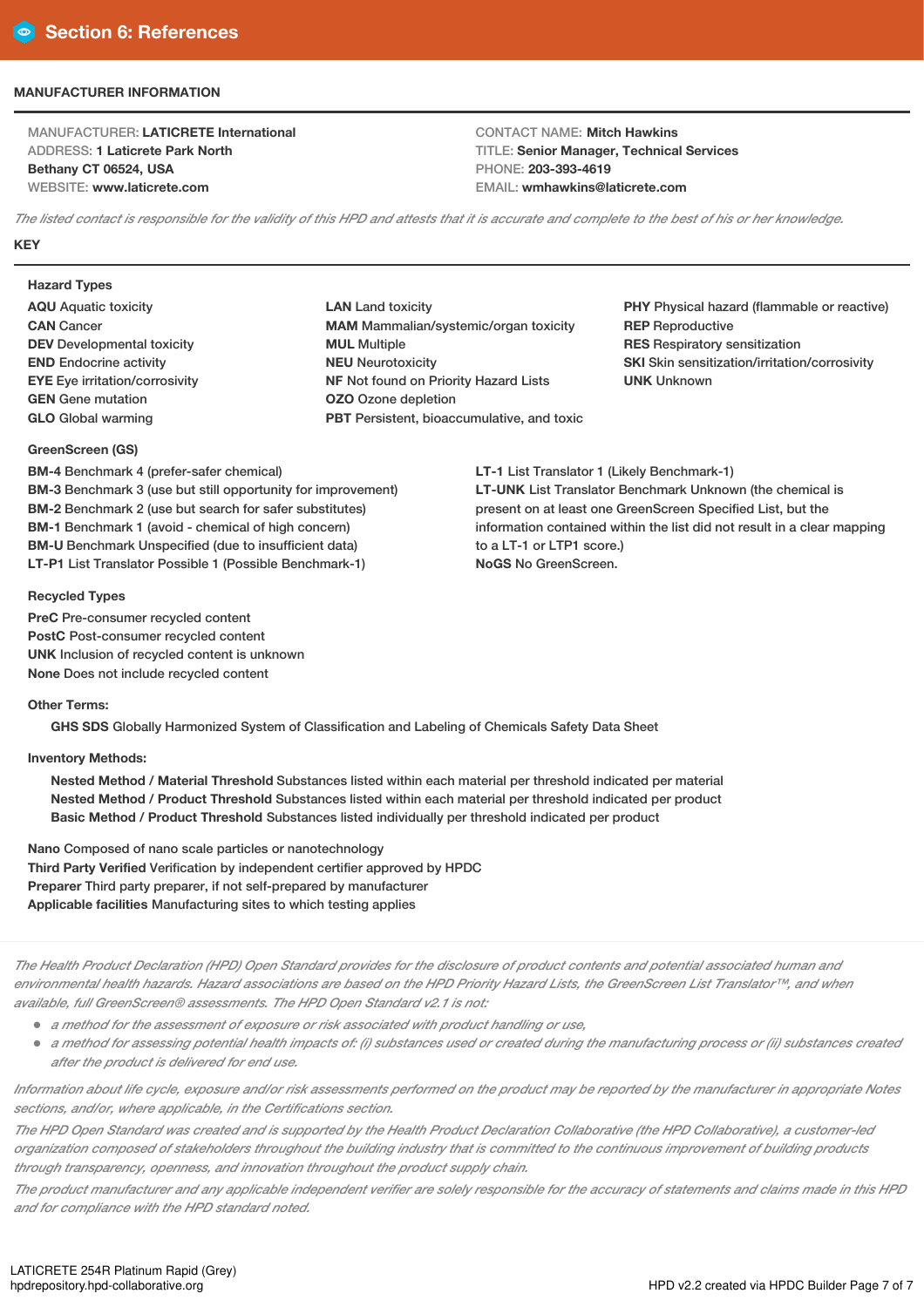## Section 6: References

### MANUFACTURER INFORMATION

MANUFACTURER: **LATICRETE International**
ADDRESS: **1 Laticrete Park North**
**Bethany CT 06524, USA**
WEBSITE: **www.laticrete.com**

CONTACT NAME: **Mitch Hawkins**
TITLE: **Senior Manager, Technical Services**
PHONE: **203-393-4619**
EMAIL: **wmhawkins@laticrete.com**

*The listed contact is responsible for the validity of this HPD and attests that it is accurate and complete to the best of his or her knowledge.*

### KEY

**Hazard Types**

**AQU** Aquatic toxicity
**CAN** Cancer
**DEV** Developmental toxicity
**END** Endocrine activity
**EYE** Eye irritation/corrosivity
**GEN** Gene mutation
**GLO** Global warming
**LAN** Land toxicity
**MAM** Mammalian/systemic/organ toxicity
**MUL** Multiple
**NEU** Neurotoxicity
**NF** Not found on Priority Hazard Lists
**OZO** Ozone depletion
**PBT** Persistent, bioaccumulative, and toxic
**PHY** Physical hazard (flammable or reactive)
**REP** Reproductive
**RES** Respiratory sensitization
**SKI** Skin sensitization/irritation/corrosivity
**UNK** Unknown

**GreenScreen (GS)**

**BM-4** Benchmark 4 (prefer-safer chemical)
**BM-3** Benchmark 3 (use but still opportunity for improvement)
**BM-2** Benchmark 2 (use but search for safer substitutes)
**BM-1** Benchmark 1 (avoid - chemical of high concern)
**BM-U** Benchmark Unspecified (due to insufficient data)
**LT-P1** List Translator Possible 1 (Possible Benchmark-1)
**LT-1** List Translator 1 (Likely Benchmark-1)
**LT-UNK** List Translator Benchmark Unknown (the chemical is present on at least one GreenScreen Specified List, but the information contained within the list did not result in a clear mapping to a LT-1 or LTP1 score.)
**NoGS** No GreenScreen.

**Recycled Types**

**PreC** Pre-consumer recycled content
**PostC** Post-consumer recycled content
**UNK** Inclusion of recycled content is unknown
**None** Does not include recycled content

**Other Terms:**

**GHS SDS** Globally Harmonized System of Classification and Labeling of Chemicals Safety Data Sheet

**Inventory Methods:**

**Nested Method / Material Threshold** Substances listed within each material per threshold indicated per material
**Nested Method / Product Threshold** Substances listed within each material per threshold indicated per product
**Basic Method / Product Threshold** Substances listed individually per threshold indicated per product

**Nano** Composed of nano scale particles or nanotechnology
**Third Party Verified** Verification by independent certifier approved by HPDC
**Preparer** Third party preparer, if not self-prepared by manufacturer
**Applicable facilities** Manufacturing sites to which testing applies

*The Health Product Declaration (HPD) Open Standard provides for the disclosure of product contents and potential associated human and environmental health hazards. Hazard associations are based on the HPD Priority Hazard Lists, the GreenScreen List Translator™, and when available, full GreenScreen® assessments. The HPD Open Standard v2.1 is not:*

- *a method for the assessment of exposure or risk associated with product handling or use,*
- *a method for assessing potential health impacts of: (i) substances used or created during the manufacturing process or (ii) substances created after the product is delivered for end use.*

*Information about life cycle, exposure and/or risk assessments performed on the product may be reported by the manufacturer in appropriate Notes sections, and/or, where applicable, in the Certifications section.*

*The HPD Open Standard was created and is supported by the Health Product Declaration Collaborative (the HPD Collaborative), a customer-led organization composed of stakeholders throughout the building industry that is committed to the continuous improvement of building products through transparency, openness, and innovation throughout the product supply chain.*

*The product manufacturer and any applicable independent verifier are solely responsible for the accuracy of statements and claims made in this HPD and for compliance with the HPD standard noted.*